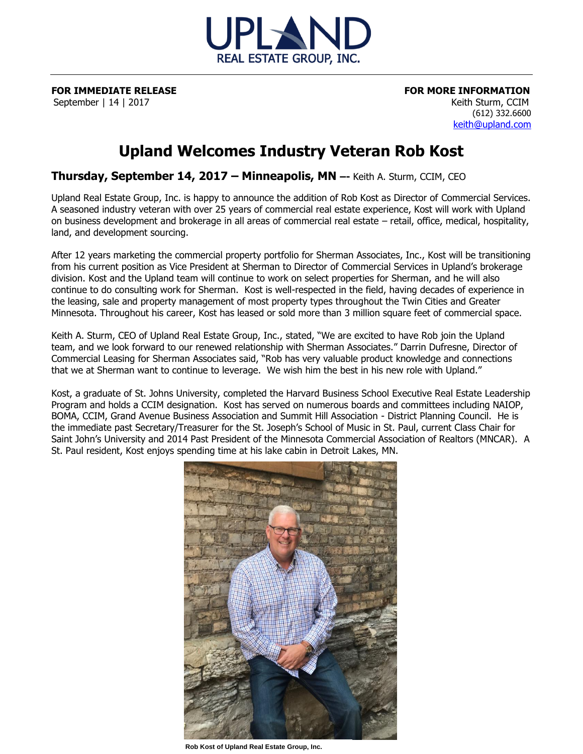UPLAND
REAL ESTATE GROUP, INC.

**FOR IMMEDIATE RELEASE**
September | 14 | 2017

**FOR MORE INFORMATION**
Keith Sturm, CCIM
(612) 332.6600
keith@upland.com

# Upland Welcomes Industry Veteran Rob Kost

**Thursday, September 14, 2017 – Minneapolis, MN –-** Keith A. Sturm, CCIM, CEO

Upland Real Estate Group, Inc. is happy to announce the addition of Rob Kost as Director of Commercial Services. A seasoned industry veteran with over 25 years of commercial real estate experience, Kost will work with Upland on business development and brokerage in all areas of commercial real estate – retail, office, medical, hospitality, land, and development sourcing.

After 12 years marketing the commercial property portfolio for Sherman Associates, Inc., Kost will be transitioning from his current position as Vice President at Sherman to Director of Commercial Services in Upland's brokerage division. Kost and the Upland team will continue to work on select properties for Sherman, and he will also continue to do consulting work for Sherman. Kost is well-respected in the field, having decades of experience in the leasing, sale and property management of most property types throughout the Twin Cities and Greater Minnesota. Throughout his career, Kost has leased or sold more than 3 million square feet of commercial space.

Keith A. Sturm, CEO of Upland Real Estate Group, Inc., stated, "We are excited to have Rob join the Upland team, and we look forward to our renewed relationship with Sherman Associates." Darrin Dufresne, Director of Commercial Leasing for Sherman Associates said, "Rob has very valuable product knowledge and connections that we at Sherman want to continue to leverage. We wish him the best in his new role with Upland."

Kost, a graduate of St. Johns University, completed the Harvard Business School Executive Real Estate Leadership Program and holds a CCIM designation. Kost has served on numerous boards and committees including NAIOP, BOMA, CCIM, Grand Avenue Business Association and Summit Hill Association - District Planning Council. He is the immediate past Secretary/Treasurer for the St. Joseph's School of Music in St. Paul, current Class Chair for Saint John's University and 2014 Past President of the Minnesota Commercial Association of Realtors (MNCAR). A St. Paul resident, Kost enjoys spending time at his lake cabin in Detroit Lakes, MN.

**Rob Kost of Upland Real Estate Group, Inc.**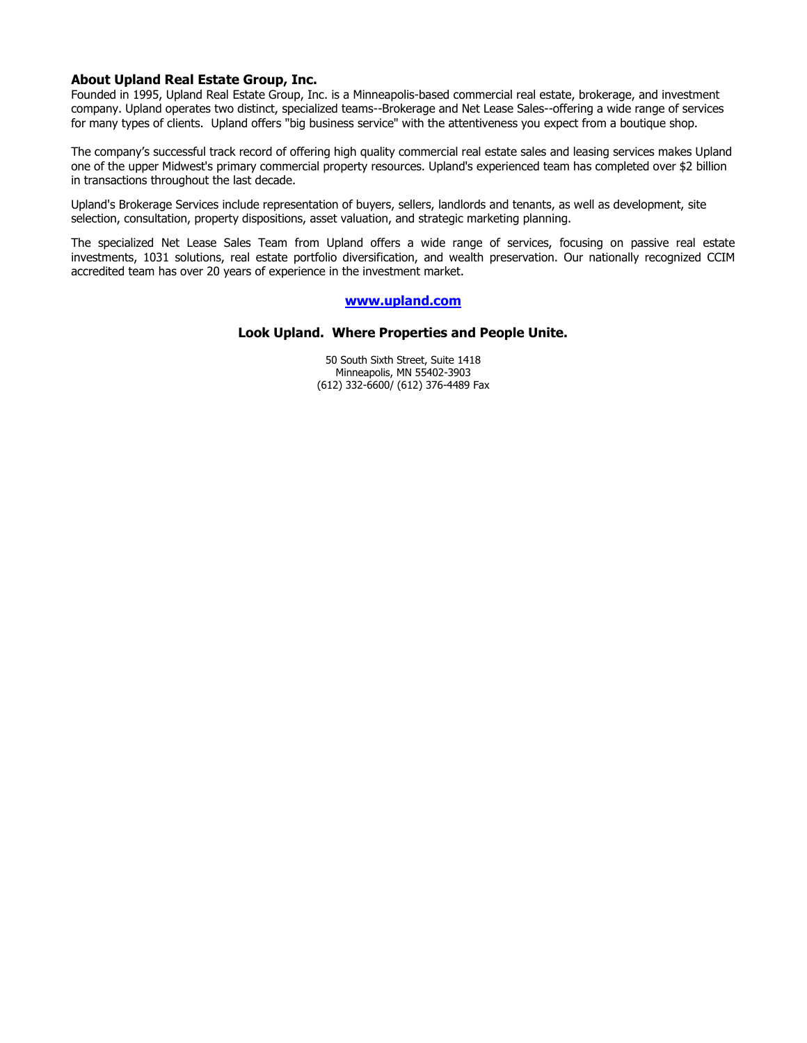## About Upland Real Estate Group, Inc.

Founded in 1995, Upland Real Estate Group, Inc. is a Minneapolis-based commercial real estate, brokerage, and investment company. Upland operates two distinct, specialized teams--Brokerage and Net Lease Sales--offering a wide range of services for many types of clients. Upland offers "big business service" with the attentiveness you expect from a boutique shop.

The company's successful track record of offering high quality commercial real estate sales and leasing services makes Upland one of the upper Midwest's primary commercial property resources. Upland's experienced team has completed over $2 billion in transactions throughout the last decade.

Upland's Brokerage Services include representation of buyers, sellers, landlords and tenants, as well as development, site selection, consultation, property dispositions, asset valuation, and strategic marketing planning.

The specialized Net Lease Sales Team from Upland offers a wide range of services, focusing on passive real estate investments, 1031 solutions, real estate portfolio diversification, and wealth preservation. Our nationally recognized CCIM accredited team has over 20 years of experience in the investment market.

**www.upland.com**

**Look Upland. Where Properties and People Unite.**

50 South Sixth Street, Suite 1418
Minneapolis, MN 55402-3903
(612) 332-6600/ (612) 376-4489 Fax